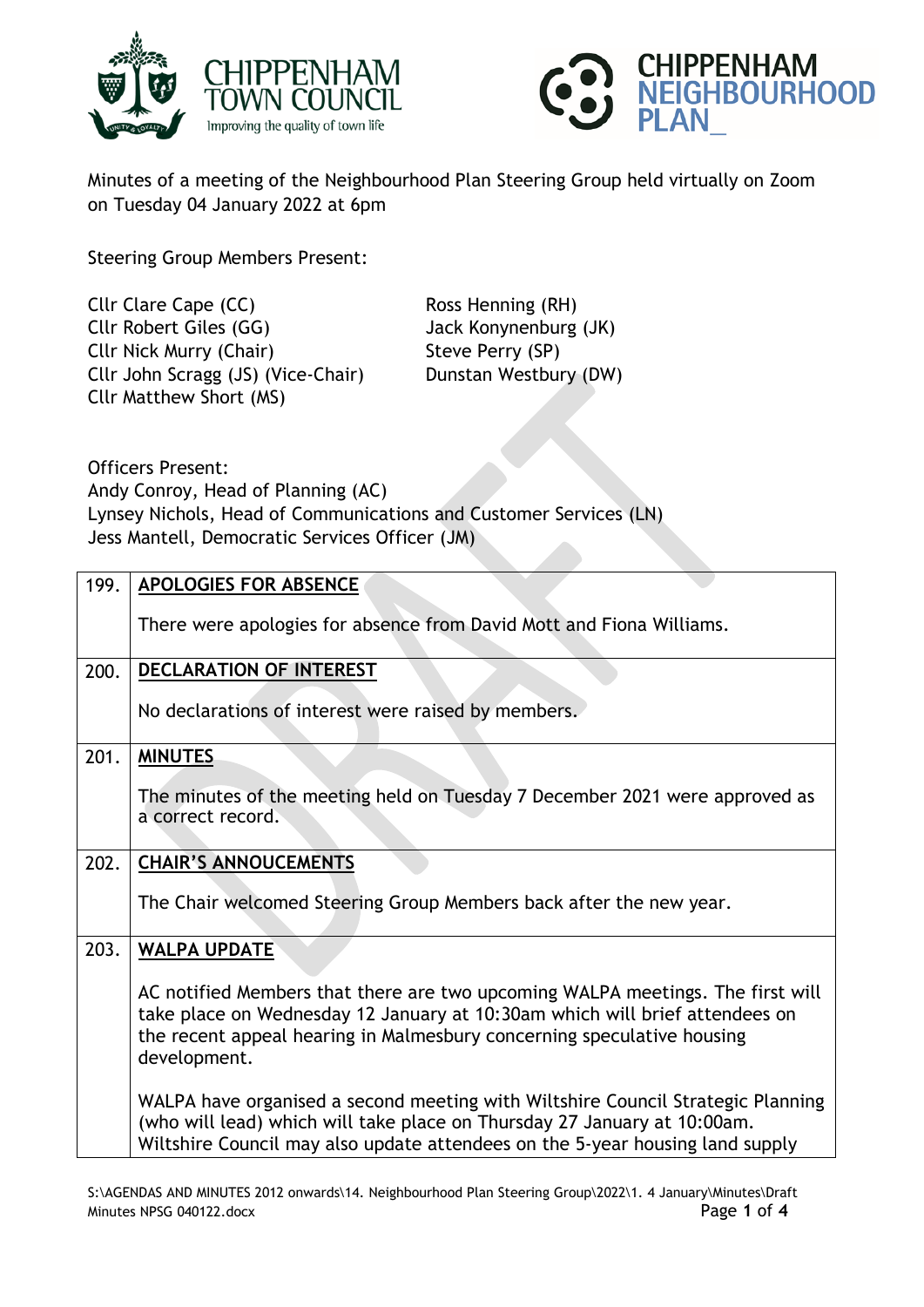Minutes of a meeting of the Neighbourhood Plan Steering Group held virtually on Zoom on Tuesday 04 January 2022 at 6pm

Steering Group Members Present:

Cllr Clare Cape (CC)
Cllr Robert Giles (GG)
Cllr Nick Murry (Chair)
Cllr John Scragg (JS) (Vice-Chair)
Cllr Matthew Short (MS)
Ross Henning (RH)
Jack Konynenburg (JK)
Steve Perry (SP)
Dunstan Westbury (DW)

Officers Present:
Andy Conroy, Head of Planning (AC)
Lynsey Nichols, Head of Communications and Customer Services (LN)
Jess Mantell, Democratic Services Officer (JM)

| | |
|---|---|
| 199. | **APOLOGIES FOR ABSENCE**<br><br>There were apologies for absence from David Mott and Fiona Williams. |
| 200. | **DECLARATION OF INTEREST**<br><br>No declarations of interest were raised by members. |
| 201. | **MINUTES**<br><br>The minutes of the meeting held on Tuesday 7 December 2021 were approved as a correct record. |
| 202. | **CHAIR'S ANNOUCEMENTS**<br><br>The Chair welcomed Steering Group Members back after the new year. |
| 203. | **WALPA UPDATE**<br><br>AC notified Members that there are two upcoming WALPA meetings. The first will take place on Wednesday 12 January at 10:30am which will brief attendees on the recent appeal hearing in Malmesbury concerning speculative housing development.<br><br>WALPA have organised a second meeting with Wiltshire Council Strategic Planning (who will lead) which will take place on Thursday 27 January at 10:00am. Wiltshire Council may also update attendees on the 5-year housing land supply |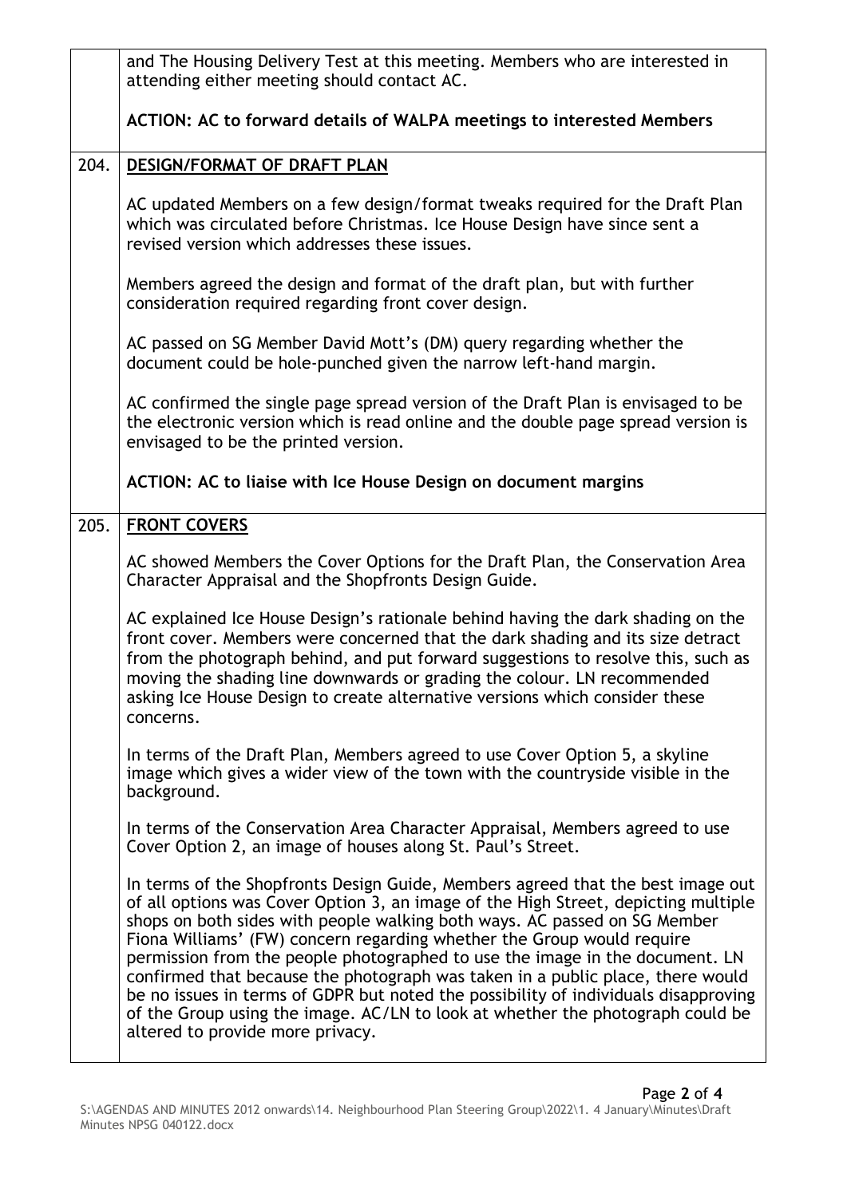| | |
|---|---|
| | and The Housing Delivery Test at this meeting. Members who are interested in attending either meeting should contact AC.<br><br>**ACTION: AC to forward details of WALPA meetings to interested Members** |
| 204. | **DESIGN/FORMAT OF DRAFT PLAN**<br><br>AC updated Members on a few design/format tweaks required for the Draft Plan which was circulated before Christmas. Ice House Design have since sent a revised version which addresses these issues.<br><br>Members agreed the design and format of the draft plan, but with further consideration required regarding front cover design.<br><br>AC passed on SG Member David Mott's (DM) query regarding whether the document could be hole-punched given the narrow left-hand margin.<br><br>AC confirmed the single page spread version of the Draft Plan is envisaged to be the electronic version which is read online and the double page spread version is envisaged to be the printed version.<br><br>**ACTION: AC to liaise with Ice House Design on document margins** |
| 205. | **FRONT COVERS**<br><br>AC showed Members the Cover Options for the Draft Plan, the Conservation Area Character Appraisal and the Shopfronts Design Guide.<br><br>AC explained Ice House Design's rationale behind having the dark shading on the front cover. Members were concerned that the dark shading and its size detract from the photograph behind, and put forward suggestions to resolve this, such as moving the shading line downwards or grading the colour. LN recommended asking Ice House Design to create alternative versions which consider these concerns.<br><br>In terms of the Draft Plan, Members agreed to use Cover Option 5, a skyline image which gives a wider view of the town with the countryside visible in the background.<br><br>In terms of the Conservation Area Character Appraisal, Members agreed to use Cover Option 2, an image of houses along St. Paul's Street.<br><br>In terms of the Shopfronts Design Guide, Members agreed that the best image out of all options was Cover Option 3, an image of the High Street, depicting multiple shops on both sides with people walking both ways. AC passed on SG Member Fiona Williams' (FW) concern regarding whether the Group would require permission from the people photographed to use the image in the document. LN confirmed that because the photograph was taken in a public place, there would be no issues in terms of GDPR but noted the possibility of individuals disapproving of the Group using the image. AC/LN to look at whether the photograph could be altered to provide more privacy. |

S:\AGENDAS AND MINUTES 2012 onwards\14. Neighbourhood Plan Steering Group\2022\1. 4 January\Minutes\Draft Minutes NPSG 040122.docx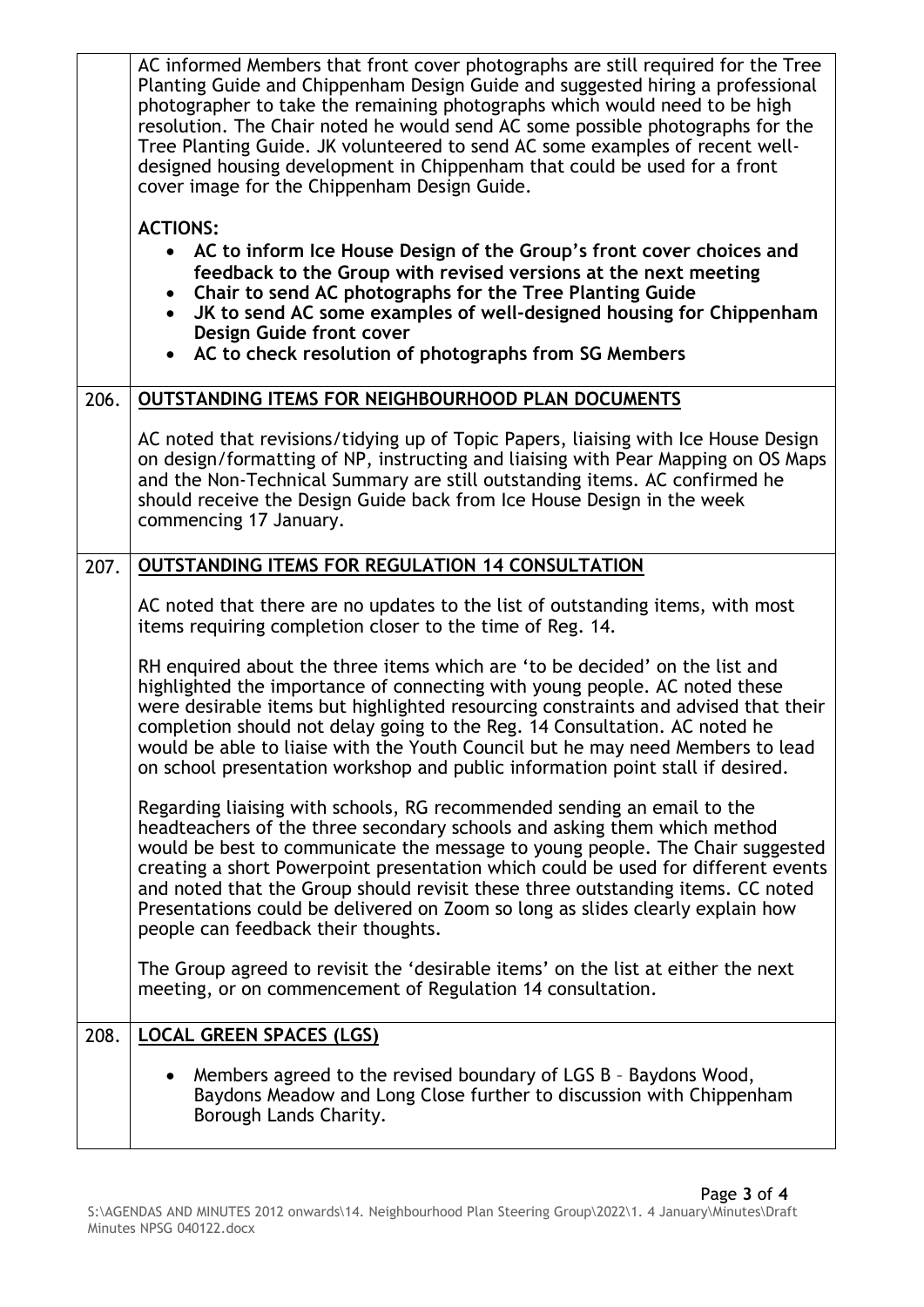| | |
|---|---|
| | AC informed Members that front cover photographs are still required for the Tree Planting Guide and Chippenham Design Guide and suggested hiring a professional photographer to take the remaining photographs which would need to be high resolution. The Chair noted he would send AC some possible photographs for the Tree Planting Guide. JK volunteered to send AC some examples of recent well-designed housing development in Chippenham that could be used for a front cover image for the Chippenham Design Guide.<br><br>**ACTIONS:**<br>• **AC to inform Ice House Design of the Group's front cover choices and feedback to the Group with revised versions at the next meeting**<br>• **Chair to send AC photographs for the Tree Planting Guide**<br>• **JK to send AC some examples of well-designed housing for Chippenham Design Guide front cover**<br>• **AC to check resolution of photographs from SG Members** |
| 206. | **OUTSTANDING ITEMS FOR NEIGHBOURHOOD PLAN DOCUMENTS**<br><br>AC noted that revisions/tidying up of Topic Papers, liaising with Ice House Design on design/formatting of NP, instructing and liaising with Pear Mapping on OS Maps and the Non-Technical Summary are still outstanding items. AC confirmed he should receive the Design Guide back from Ice House Design in the week commencing 17 January. |
| 207. | **OUTSTANDING ITEMS FOR REGULATION 14 CONSULTATION**<br><br>AC noted that there are no updates to the list of outstanding items, with most items requiring completion closer to the time of Reg. 14.<br><br>RH enquired about the three items which are 'to be decided' on the list and highlighted the importance of connecting with young people. AC noted these were desirable items but highlighted resourcing constraints and advised that their completion should not delay going to the Reg. 14 Consultation. AC noted he would be able to liaise with the Youth Council but he may need Members to lead on school presentation workshop and public information point stall if desired.<br><br>Regarding liaising with schools, RG recommended sending an email to the headteachers of the three secondary schools and asking them which method would be best to communicate the message to young people. The Chair suggested creating a short Powerpoint presentation which could be used for different events and noted that the Group should revisit these three outstanding items. CC noted Presentations could be delivered on Zoom so long as slides clearly explain how people can feedback their thoughts.<br><br>The Group agreed to revisit the 'desirable items' on the list at either the next meeting, or on commencement of Regulation 14 consultation. |
| 208. | **LOCAL GREEN SPACES (LGS)**<br><br>• Members agreed to the revised boundary of LGS B – Baydons Wood, Baydons Meadow and Long Close further to discussion with Chippenham Borough Lands Charity. |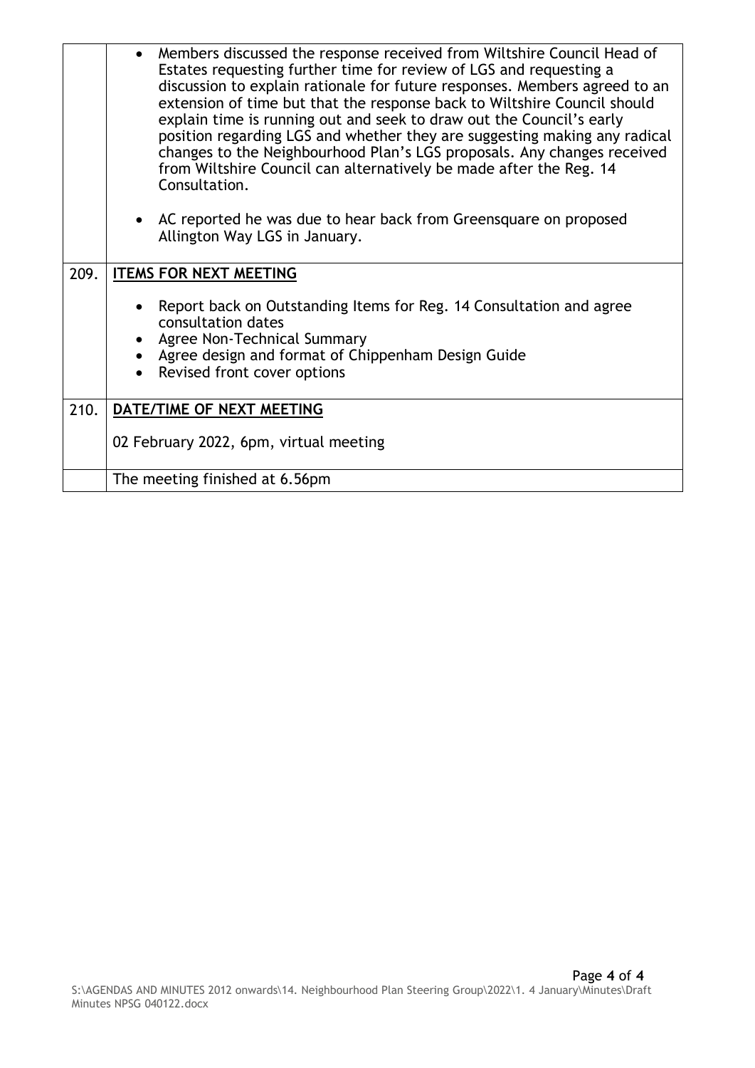| | |
|---|---|
| | • Members discussed the response received from Wiltshire Council Head of Estates requesting further time for review of LGS and requesting a discussion to explain rationale for future responses. Members agreed to an extension of time but that the response back to Wiltshire Council should explain time is running out and seek to draw out the Council's early position regarding LGS and whether they are suggesting making any radical changes to the Neighbourhood Plan's LGS proposals. Any changes received from Wiltshire Council can alternatively be made after the Reg. 14 Consultation.<br><br>• AC reported he was due to hear back from Greensquare on proposed Allington Way LGS in January. |
| 209. | **ITEMS FOR NEXT MEETING**<br><br>• Report back on Outstanding Items for Reg. 14 Consultation and agree consultation dates<br>• Agree Non-Technical Summary<br>• Agree design and format of Chippenham Design Guide<br>• Revised front cover options |
| 210. | **DATE/TIME OF NEXT MEETING**<br><br>02 February 2022, 6pm, virtual meeting |
| | The meeting finished at 6.56pm |

S:\AGENDAS AND MINUTES 2012 onwards\14. Neighbourhood Plan Steering Group\2022\1. 4 January\Minutes\Draft Minutes NPSG 040122.docx